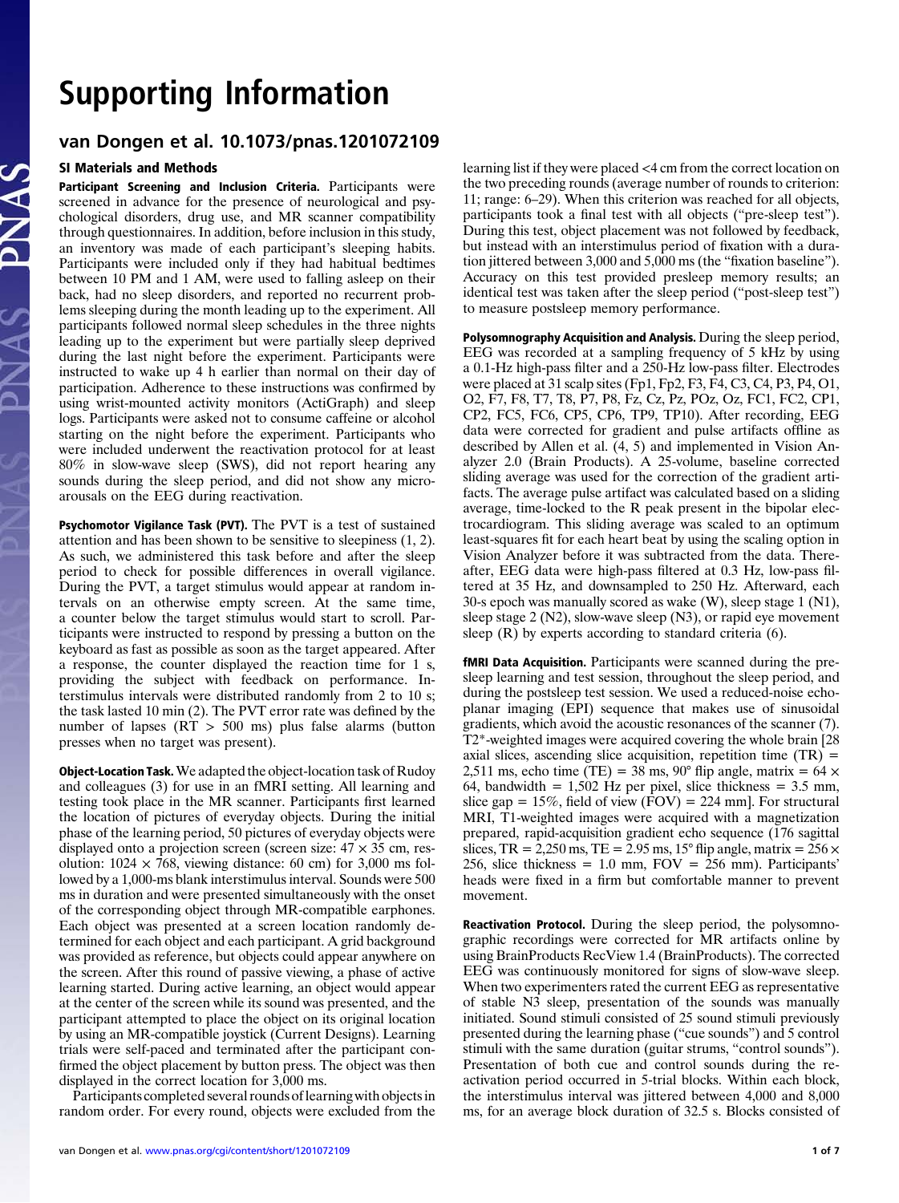# Supporting Information

## van Dongen et al. 10.1073/pnas.1201072109

### SI Materials and Methods

**Participant Screening and Inclusion Criteria.** Participants were screened in advance for the presence of neurological and psychological disorders, drug use, and MR scanner compatibility through questionnaires. In addition, before inclusion in this study, an inventory was made of each participant's sleeping habits. Participants were included only if they had habitual bedtimes between 10 PM and 1 AM, were used to falling asleep on their back, had no sleep disorders, and reported no recurrent problems sleeping during the month leading up to the experiment. All participants followed normal sleep schedules in the three nights leading up to the experiment but were partially sleep deprived during the last night before the experiment. Participants were instructed to wake up 4 h earlier than normal on their day of participation. Adherence to these instructions was confirmed by using wrist-mounted activity monitors (ActiGraph) and sleep logs. Participants were asked not to consume caffeine or alcohol starting on the night before the experiment. Participants who were included underwent the reactivation protocol for at least 80% in slow-wave sleep (SWS), did not report hearing any sounds during the sleep period, and did not show any microarousals on the EEG during reactivation.

**Psychomotor Vigilance Task (PVT).** The PVT is a test of sustained attention and has been shown to be sensitive to sleepiness (1, 2). As such, we administered this task before and after the sleep period to check for possible differences in overall vigilance. During the PVT, a target stimulus would appear at random intervals on an otherwise empty screen. At the same time, a counter below the target stimulus would start to scroll. Participants were instructed to respond by pressing a button on the keyboard as fast as possible as soon as the target appeared. After a response, the counter displayed the reaction time for 1 s, providing the subject with feedback on performance. Interstimulus intervals were distributed randomly from 2 to 10 s; the task lasted 10 min (2). The PVT error rate was defined by the number of lapses (RT > 500 ms) plus false alarms (button presses when no target was present).

**Object-Location Task.** We adapted the object-location task of Rudoy and colleagues (3) for use in an fMRI setting. All learning and testing took place in the MR scanner. Participants first learned the location of pictures of everyday objects. During the initial phase of the learning period, 50 pictures of everyday objects were displayed onto a projection screen (screen size: 47 × 35 cm, resolution: 1024 × 768, viewing distance: 60 cm) for 3,000 ms followed by a 1,000-ms blank interstimulus interval. Sounds were 500 ms in duration and were presented simultaneously with the onset of the corresponding object through MR-compatible earphones. Each object was presented at a screen location randomly determined for each object and each participant. A grid background was provided as reference, but objects could appear anywhere on the screen. After this round of passive viewing, a phase of active learning started. During active learning, an object would appear at the center of the screen while its sound was presented, and the participant attempted to place the object on its original location by using an MR-compatible joystick (Current Designs). Learning trials were self-paced and terminated after the participant confirmed the object placement by button press. The object was then displayed in the correct location for 3,000 ms.

Participants completed several rounds of learning with objects in random order. For every round, objects were excluded from the learning list if they were placed <4 cm from the correct location on the two preceding rounds (average number of rounds to criterion: 11; range: 6–29). When this criterion was reached for all objects, participants took a final test with all objects ("pre-sleep test"). During this test, object placement was not followed by feedback, but instead with an interstimulus period of fixation with a duration jittered between 3,000 and 5,000 ms (the "fixation baseline"). Accuracy on this test provided presleep memory results; an identical test was taken after the sleep period ("post-sleep test") to measure postsleep memory performance.

**Polysomnography Acquisition and Analysis.** During the sleep period, EEG was recorded at a sampling frequency of 5 kHz by using a 0.1-Hz high-pass filter and a 250-Hz low-pass filter. Electrodes were placed at 31 scalp sites (Fp1, Fp2, F3, F4, C3, C4, P3, P4, O1, O2, F7, F8, T7, T8, P7, P8, Fz, Cz, Pz, POz, Oz, FC1, FC2, CP1, CP2, FC5, FC6, CP5, CP6, TP9, TP10). After recording, EEG data were corrected for gradient and pulse artifacts offline as described by Allen et al. (4, 5) and implemented in Vision Analyzer 2.0 (Brain Products). A 25-volume, baseline corrected sliding average was used for the correction of the gradient artifacts. The average pulse artifact was calculated based on a sliding average, time-locked to the R peak present in the bipolar electrocardiogram. This sliding average was scaled to an optimum least-squares fit for each heart beat by using the scaling option in Vision Analyzer before it was subtracted from the data. Thereafter, EEG data were high-pass filtered at 0.3 Hz, low-pass filtered at 35 Hz, and downsampled to 250 Hz. Afterward, each 30-s epoch was manually scored as wake (W), sleep stage 1 (N1), sleep stage 2 (N2), slow-wave sleep (N3), or rapid eye movement sleep (R) by experts according to standard criteria (6).

**fMRI Data Acquisition.** Participants were scanned during the presleep learning and test session, throughout the sleep period, and during the postsleep test session. We used a reduced-noise echo-planar imaging (EPI) sequence that makes use of sinusoidal gradients, which avoid the acoustic resonances of the scanner (7). T2*-weighted images were acquired covering the whole brain [28 axial slices, ascending slice acquisition, repetition time (TR) = 2,511 ms, echo time (TE) = 38 ms, 90° flip angle, matrix = 64 × 64, bandwidth = 1,502 Hz per pixel, slice thickness = 3.5 mm, slice gap = 15%, field of view (FOV) = 224 mm]. For structural MRI, T1-weighted images were acquired with a magnetization prepared, rapid-acquisition gradient echo sequence (176 sagittal slices, TR = 2,250 ms, TE = 2.95 ms, 15° flip angle, matrix = 256 × 256, slice thickness = 1.0 mm, FOV = 256 mm). Participants' heads were fixed in a firm but comfortable manner to prevent movement.

**Reactivation Protocol.** During the sleep period, the polysomnographic recordings were corrected for MR artifacts online by using BrainProducts RecView 1.4 (BrainProducts). The corrected EEG was continuously monitored for signs of slow-wave sleep. When two experimenters rated the current EEG as representative of stable N3 sleep, presentation of the sounds was manually initiated. Sound stimuli consisted of 25 sound stimuli previously presented during the learning phase ("cue sounds") and 5 control stimuli with the same duration (guitar strums, "control sounds"). Presentation of both cue and control sounds during the reactivation period occurred in 5-trial blocks. Within each block, the interstimulus interval was jittered between 4,000 and 8,000 ms, for an average block duration of 32.5 s. Blocks consisted of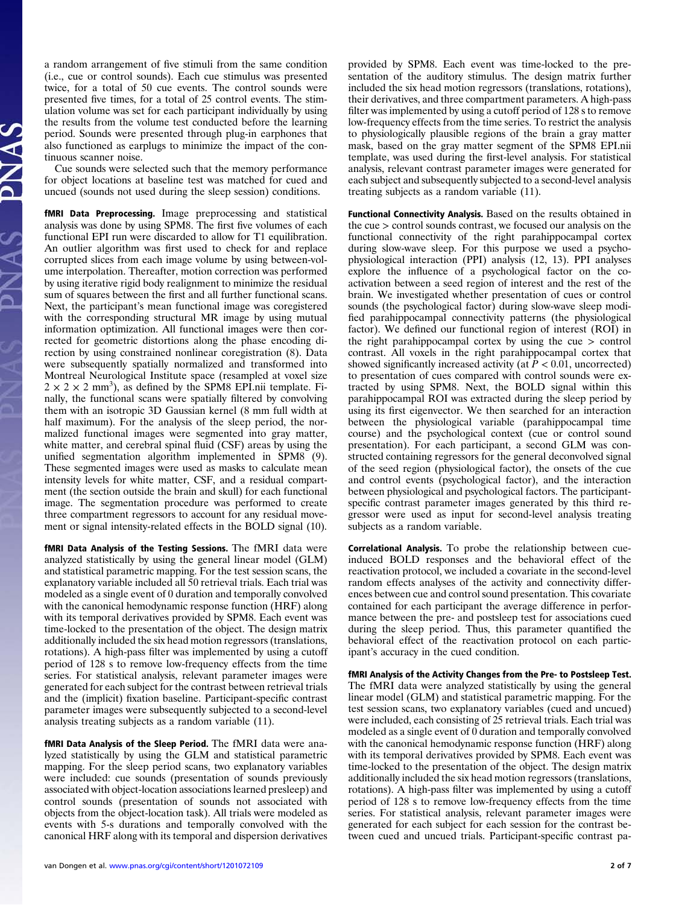a random arrangement of five stimuli from the same condition (i.e., cue or control sounds). Each cue stimulus was presented twice, for a total of 50 cue events. The control sounds were presented five times, for a total of 25 control events. The stimulation volume was set for each participant individually by using the results from the volume test conducted before the learning period. Sounds were presented through plug-in earphones that also functioned as earplugs to minimize the impact of the continuous scanner noise.

Cue sounds were selected such that the memory performance for object locations at baseline test was matched for cued and uncued (sounds not used during the sleep session) conditions.

**fMRI Data Preprocessing.** Image preprocessing and statistical analysis was done by using SPM8. The first five volumes of each functional EPI run were discarded to allow for T1 equilibration. An outlier algorithm was first used to check for and replace corrupted slices from each image volume by using between-volume interpolation. Thereafter, motion correction was performed by using iterative rigid body realignment to minimize the residual sum of squares between the first and all further functional scans. Next, the participant's mean functional image was coregistered with the corresponding structural MR image by using mutual information optimization. All functional images were then corrected for geometric distortions along the phase encoding direction by using constrained nonlinear coregistration (8). Data were subsequently spatially normalized and transformed into Montreal Neurological Institute space (resampled at voxel size $2 \times 2 \times 2$ mm$^3$), as defined by the SPM8 EPI.nii template. Finally, the functional scans were spatially filtered by convolving them with an isotropic 3D Gaussian kernel (8 mm full width at half maximum). For the analysis of the sleep period, the normalized functional images were segmented into gray matter, white matter, and cerebral spinal fluid (CSF) areas by using the unified segmentation algorithm implemented in SPM8 (9). These segmented images were used as masks to calculate mean intensity levels for white matter, CSF, and a residual compartment (the section outside the brain and skull) for each functional image. The segmentation procedure was performed to create three compartment regressors to account for any residual movement or signal intensity-related effects in the BOLD signal (10).

**fMRI Data Analysis of the Testing Sessions.** The fMRI data were analyzed statistically by using the general linear model (GLM) and statistical parametric mapping. For the test session scans, the explanatory variable included all 50 retrieval trials. Each trial was modeled as a single event of 0 duration and temporally convolved with the canonical hemodynamic response function (HRF) along with its temporal derivatives provided by SPM8. Each event was time-locked to the presentation of the object. The design matrix additionally included the six head motion regressors (translations, rotations). A high-pass filter was implemented by using a cutoff period of 128 s to remove low-frequency effects from the time series. For statistical analysis, relevant parameter images were generated for each subject for the contrast between retrieval trials and the (implicit) fixation baseline. Participant-specific contrast parameter images were subsequently subjected to a second-level analysis treating subjects as a random variable (11).

**fMRI Data Analysis of the Sleep Period.** The fMRI data were analyzed statistically by using the GLM and statistical parametric mapping. For the sleep period scans, two explanatory variables were included: cue sounds (presentation of sounds previously associated with object-location associations learned presleep) and control sounds (presentation of sounds not associated with objects from the object-location task). All trials were modeled as events with 5-s durations and temporally convolved with the canonical HRF along with its temporal and dispersion derivatives provided by SPM8. Each event was time-locked to the presentation of the auditory stimulus. The design matrix further included the six head motion regressors (translations, rotations), their derivatives, and three compartment parameters. A high-pass filter was implemented by using a cutoff period of 128 s to remove low-frequency effects from the time series. To restrict the analysis to physiologically plausible regions of the brain a gray matter mask, based on the gray matter segment of the SPM8 EPI.nii template, was used during the first-level analysis. For statistical analysis, relevant contrast parameter images were generated for each subject and subsequently subjected to a second-level analysis treating subjects as a random variable (11).

**Functional Connectivity Analysis.** Based on the results obtained in the cue > control sounds contrast, we focused our analysis on the functional connectivity of the right parahippocampal cortex during slow-wave sleep. For this purpose we used a psychophysiological interaction (PPI) analysis (12, 13). PPI analyses explore the influence of a psychological factor on the coactivation between a seed region of interest and the rest of the brain. We investigated whether presentation of cues or control sounds (the psychological factor) during slow-wave sleep modified parahippocampal connectivity patterns (the physiological factor). We defined our functional region of interest (ROI) in the right parahippocampal cortex by using the cue > control contrast. All voxels in the right parahippocampal cortex that showed significantly increased activity (at $P < 0.01$, uncorrected) to presentation of cues compared with control sounds were extracted by using SPM8. Next, the BOLD signal within this parahippocampal ROI was extracted during the sleep period by using its first eigenvector. We then searched for an interaction between the physiological variable (parahippocampal time course) and the psychological context (cue or control sound presentation). For each participant, a second GLM was constructed containing regressors for the general deconvolved signal of the seed region (physiological factor), the onsets of the cue and control events (psychological factor), and the interaction between physiological and psychological factors. The participant-specific contrast parameter images generated by this third regressor were used as input for second-level analysis treating subjects as a random variable.

**Correlational Analysis.** To probe the relationship between cue-induced BOLD responses and the behavioral effect of the reactivation protocol, we included a covariate in the second-level random effects analyses of the activity and connectivity differences between cue and control sound presentation. This covariate contained for each participant the average difference in performance between the pre- and postsleep test for associations cued during the sleep period. Thus, this parameter quantified the behavioral effect of the reactivation protocol on each participant's accuracy in the cued condition.

**fMRI Analysis of the Activity Changes from the Pre- to Postsleep Test.** The fMRI data were analyzed statistically by using the general linear model (GLM) and statistical parametric mapping. For the test session scans, two explanatory variables (cued and uncued) were included, each consisting of 25 retrieval trials. Each trial was modeled as a single event of 0 duration and temporally convolved with the canonical hemodynamic response function (HRF) along with its temporal derivatives provided by SPM8. Each event was time-locked to the presentation of the object. The design matrix additionally included the six head motion regressors (translations, rotations). A high-pass filter was implemented by using a cutoff period of 128 s to remove low-frequency effects from the time series. For statistical analysis, relevant parameter images were generated for each subject for each session for the contrast between cued and uncued trials. Participant-specific contrast pa-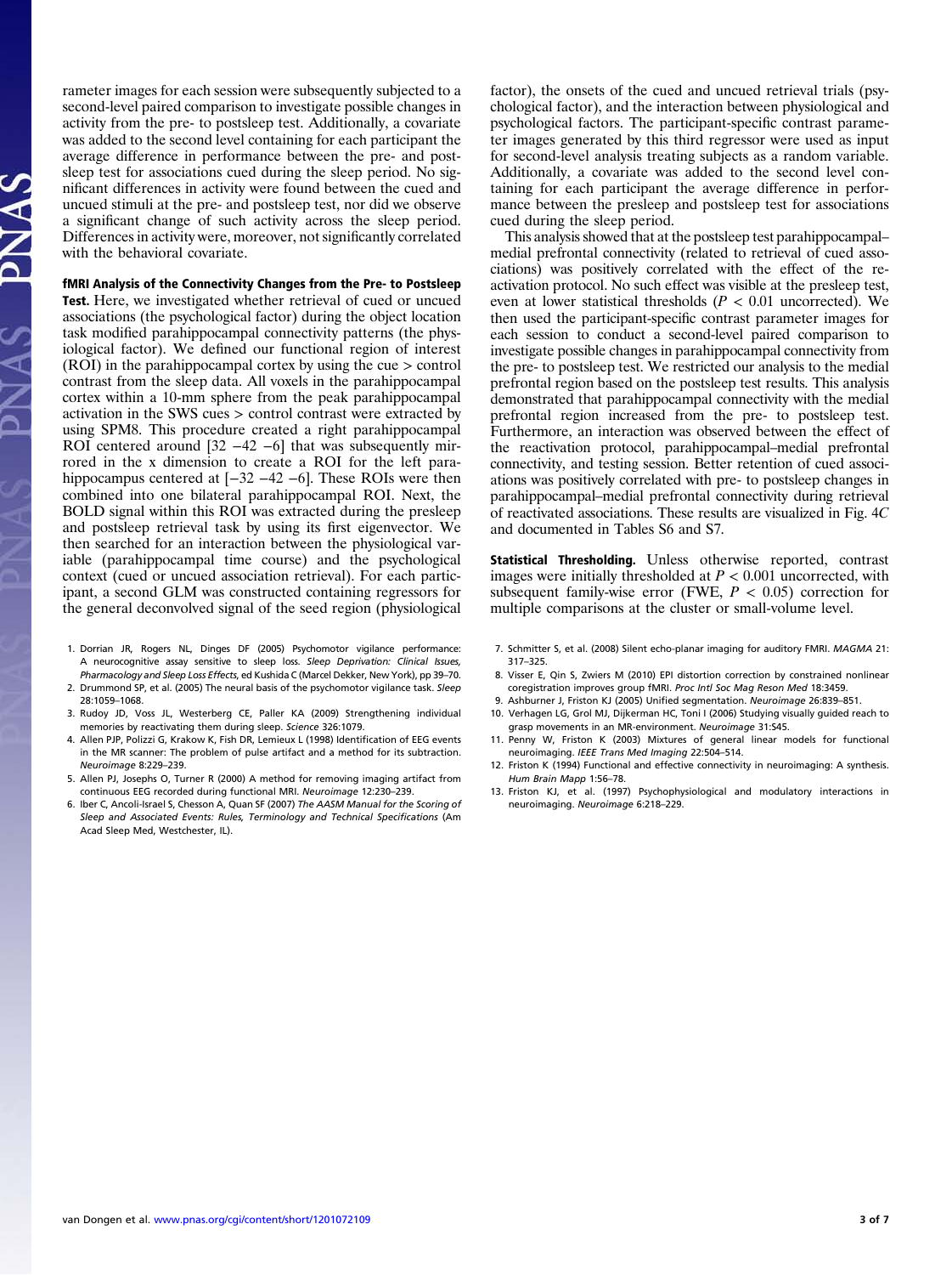rameter images for each session were subsequently subjected to a second-level paired comparison to investigate possible changes in activity from the pre- to postsleep test. Additionally, a covariate was added to the second level containing for each participant the average difference in performance between the pre- and postsleep test for associations cued during the sleep period. No significant differences in activity were found between the cued and uncued stimuli at the pre- and postsleep test, nor did we observe a significant change of such activity across the sleep period. Differences in activity were, moreover, not significantly correlated with the behavioral covariate.

**fMRI Analysis of the Connectivity Changes from the Pre- to Postsleep Test.** Here, we investigated whether retrieval of cued or uncued associations (the psychological factor) during the object location task modified parahippocampal connectivity patterns (the physiological factor). We defined our functional region of interest (ROI) in the parahippocampal cortex by using the cue > control contrast from the sleep data. All voxels in the parahippocampal cortex within a 10-mm sphere from the peak parahippocampal activation in the SWS cues > control contrast were extracted by using SPM8. This procedure created a right parahippocampal ROI centered around [32 −42 −6] that was subsequently mirrored in the x dimension to create a ROI for the left parahippocampus centered at [−32 −42 −6]. These ROIs were then combined into one bilateral parahippocampal ROI. Next, the BOLD signal within this ROI was extracted during the presleep and postsleep retrieval task by using its first eigenvector. We then searched for an interaction between the physiological variable (parahippocampal time course) and the psychological context (cued or uncued association retrieval). For each participant, a second GLM was constructed containing regressors for the general deconvolved signal of the seed region (physiological factor), the onsets of the cued and uncued retrieval trials (psychological factor), and the interaction between physiological and psychological factors. The participant-specific contrast parameter images generated by this third regressor were used as input for second-level analysis treating subjects as a random variable. Additionally, a covariate was added to the second level containing for each participant the average difference in performance between the presleep and postsleep test for associations cued during the sleep period.

This analysis showed that at the postsleep test parahippocampal–medial prefrontal connectivity (related to retrieval of cued associations) was positively correlated with the effect of the reactivation protocol. No such effect was visible at the presleep test, even at lower statistical thresholds ($P < 0.01$ uncorrected). We then used the participant-specific contrast parameter images for each session to conduct a second-level paired comparison to investigate possible changes in parahippocampal connectivity from the pre- to postsleep test. We restricted our analysis to the medial prefrontal region based on the postsleep test results. This analysis demonstrated that parahippocampal connectivity with the medial prefrontal region increased from the pre- to postsleep test. Furthermore, an interaction was observed between the effect of the reactivation protocol, parahippocampal–medial prefrontal connectivity, and testing session. Better retention of cued associations was positively correlated with pre- to postsleep changes in parahippocampal–medial prefrontal connectivity during retrieval of reactivated associations. These results are visualized in Fig. 4*C* and documented in Tables S6 and S7.

**Statistical Thresholding.** Unless otherwise reported, contrast images were initially thresholded at $P < 0.001$ uncorrected, with subsequent family-wise error (FWE, $P < 0.05$) correction for multiple comparisons at the cluster or small-volume level.

1. Dorrian JR, Rogers NL, Dinges DF (2005) Psychomotor vigilance performance: A neurocognitive assay sensitive to sleep loss. *Sleep Deprivation: Clinical Issues, Pharmacology and Sleep Loss Effects*, ed Kushida C (Marcel Dekker, New York), pp 39–70.
2. Drummond SP, et al. (2005) The neural basis of the psychomotor vigilance task. *Sleep* 28:1059–1068.
3. Rudoy JD, Voss JL, Westerberg CE, Paller KA (2009) Strengthening individual memories by reactivating them during sleep. *Science* 326:1079.
4. Allen PJP, Polizzi G, Krakow K, Fish DR, Lemieux L (1998) Identification of EEG events in the MR scanner: The problem of pulse artifact and a method for its subtraction. *Neuroimage* 8:229–239.
5. Allen PJ, Josephs O, Turner R (2000) A method for removing imaging artifact from continuous EEG recorded during functional MRI. *Neuroimage* 12:230–239.
6. Iber C, Ancoli-Israel S, Chesson A, Quan SF (2007) *The AASM Manual for the Scoring of Sleep and Associated Events: Rules, Terminology and Technical Specifications* (Am Acad Sleep Med, Westchester, IL).
7. Schmitter S, et al. (2008) Silent echo-planar imaging for auditory FMRI. *MAGMA* 21: 317–325.
8. Visser E, Qin S, Zwiers M (2010) EPI distortion correction by constrained nonlinear coregistration improves group fMRI. *Proc Intl Soc Mag Reson Med* 18:3459.
9. Ashburner J, Friston KJ (2005) Unified segmentation. *Neuroimage* 26:839–851.
10. Verhagen LG, Grol MJ, Dijkerman HC, Toni I (2006) Studying visually guided reach to grasp movements in an MR-environment. *Neuroimage* 31:S45.
11. Penny W, Friston K (2003) Mixtures of general linear models for functional neuroimaging. *IEEE Trans Med Imaging* 22:504–514.
12. Friston K (1994) Functional and effective connectivity in neuroimaging: A synthesis. *Hum Brain Mapp* 1:56–78.
13. Friston KJ, et al. (1997) Psychophysiological and modulatory interactions in neuroimaging. *Neuroimage* 6:218–229.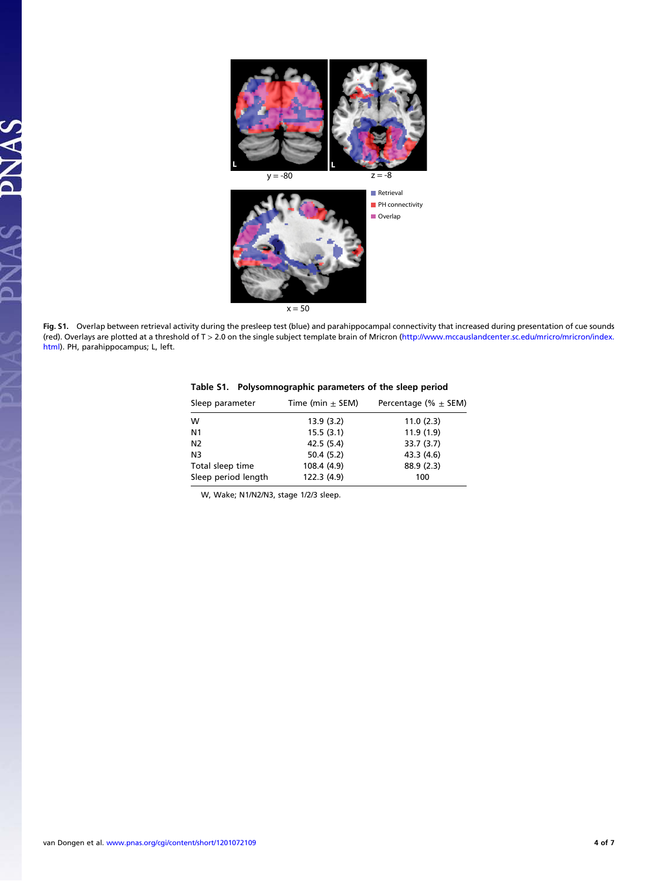**Fig. S1.** Overlap between retrieval activity during the presleep test (blue) and parahippocampal connectivity that increased during presentation of cue sounds (red). Overlays are plotted at a threshold of T > 2.0 on the single subject template brain of Mricron (http://www.mccauslandcenter.sc.edu/mricro/mricron/index.html). PH, parahippocampus; L, left.

**Table S1. Polysomnographic parameters of the sleep period**

| Sleep parameter | Time (min ± SEM) | Percentage (% ± SEM) |
|---|---|---|
| W | 13.9 (3.2) | 11.0 (2.3) |
| N1 | 15.5 (3.1) | 11.9 (1.9) |
| N2 | 42.5 (5.4) | 33.7 (3.7) |
| N3 | 50.4 (5.2) | 43.3 (4.6) |
| Total sleep time | 108.4 (4.9) | 88.9 (2.3) |
| Sleep period length | 122.3 (4.9) | 100 |

W, Wake; N1/N2/N3, stage 1/2/3 sleep.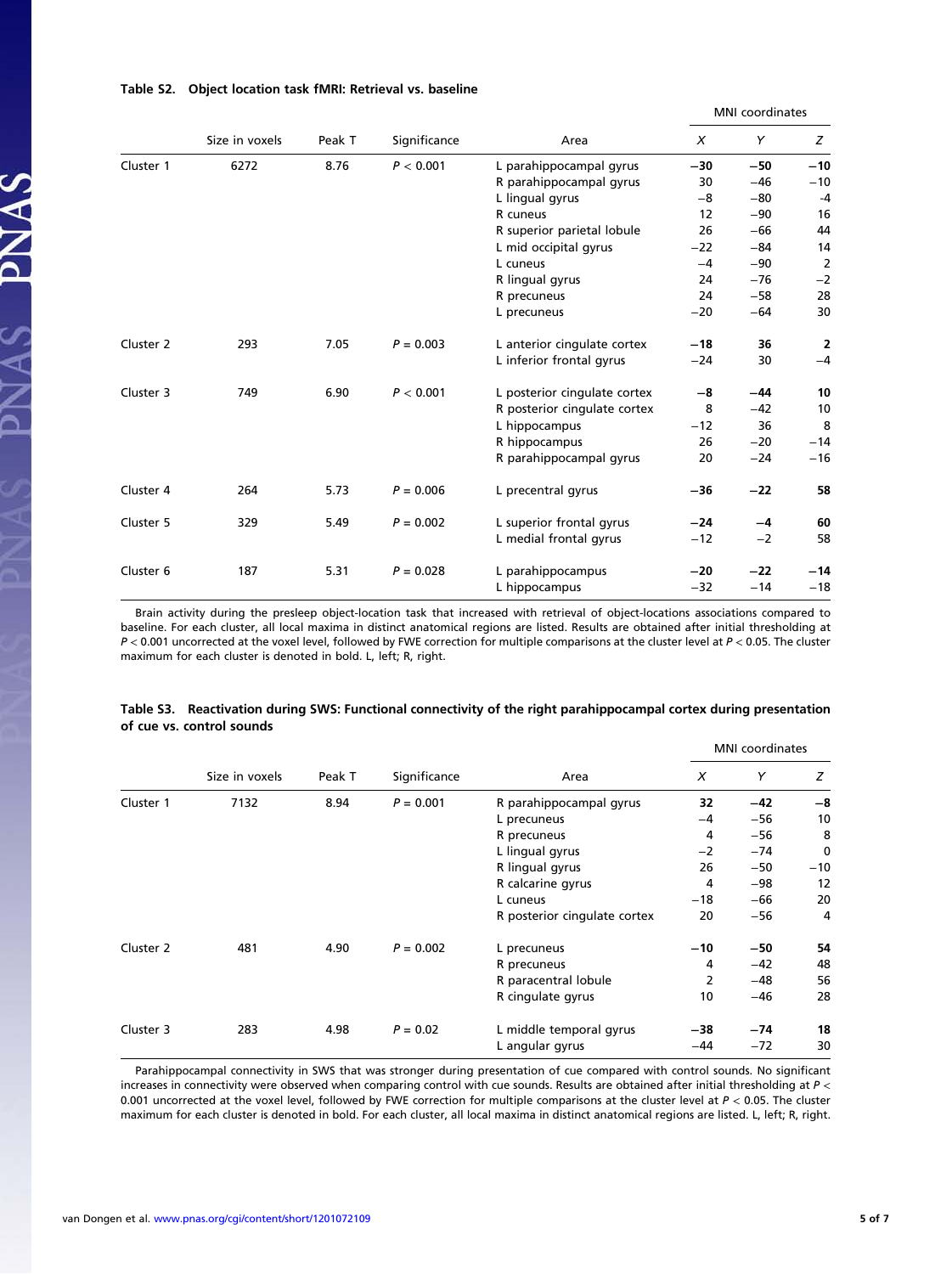**Table S2. Object location task fMRI: Retrieval vs. baseline**

| | Size in voxels | Peak T | Significance | Area | MNI coordinates | | |
|---|---|---|---|---|---|---|---|
| | | | | | X | Y | Z |
| Cluster 1 | 6272 | 8.76 | $P < 0.001$ | L parahippocampal gyrus | **−30** | **−50** | **−10** |
| | | | | R parahippocampal gyrus | 30 | −46 | −10 |
| | | | | L lingual gyrus | −8 | −80 | -4 |
| | | | | R cuneus | 12 | −90 | 16 |
| | | | | R superior parietal lobule | 26 | −66 | 44 |
| | | | | L mid occipital gyrus | −22 | −84 | 14 |
| | | | | L cuneus | −4 | −90 | 2 |
| | | | | R lingual gyrus | 24 | −76 | −2 |
| | | | | R precuneus | 24 | −58 | 28 |
| | | | | L precuneus | −20 | −64 | 30 |
| Cluster 2 | 293 | 7.05 | $P = 0.003$ | L anterior cingulate cortex | **−18** | **36** | **2** |
| | | | | L inferior frontal gyrus | −24 | 30 | −4 |
| Cluster 3 | 749 | 6.90 | $P < 0.001$ | L posterior cingulate cortex | **−8** | **−44** | **10** |
| | | | | R posterior cingulate cortex | 8 | −42 | 10 |
| | | | | L hippocampus | −12 | 36 | 8 |
| | | | | R hippocampus | 26 | −20 | −14 |
| | | | | R parahippocampal gyrus | 20 | −24 | −16 |
| Cluster 4 | 264 | 5.73 | $P = 0.006$ | L precentral gyrus | **−36** | **−22** | **58** |
| Cluster 5 | 329 | 5.49 | $P = 0.002$ | L superior frontal gyrus | **−24** | **−4** | **60** |
| | | | | L medial frontal gyrus | −12 | −2 | 58 |
| Cluster 6 | 187 | 5.31 | $P = 0.028$ | L parahippocampus | **−20** | **−22** | **−14** |
| | | | | L hippocampus | −32 | −14 | −18 |

Brain activity during the presleep object-location task that increased with retrieval of object-locations associations compared to baseline. For each cluster, all local maxima in distinct anatomical regions are listed. Results are obtained after initial thresholding at $P < 0.001$ uncorrected at the voxel level, followed by FWE correction for multiple comparisons at the cluster level at $P < 0.05$. The cluster maximum for each cluster is denoted in bold. L, left; R, right.

**Table S3. Reactivation during SWS: Functional connectivity of the right parahippocampal cortex during presentation of cue vs. control sounds**

| | Size in voxels | Peak T | Significance | Area | MNI coordinates | | |
|---|---|---|---|---|---|---|---|
| | | | | | X | Y | Z |
| Cluster 1 | 7132 | 8.94 | $P = 0.001$ | R parahippocampal gyrus | **32** | **−42** | **−8** |
| | | | | L precuneus | −4 | −56 | 10 |
| | | | | R precuneus | 4 | −56 | 8 |
| | | | | L lingual gyrus | −2 | −74 | 0 |
| | | | | R lingual gyrus | 26 | −50 | −10 |
| | | | | R calcarine gyrus | 4 | −98 | 12 |
| | | | | L cuneus | −18 | −66 | 20 |
| | | | | R posterior cingulate cortex | 20 | −56 | 4 |
| Cluster 2 | 481 | 4.90 | $P = 0.002$ | L precuneus | **−10** | **−50** | **54** |
| | | | | R precuneus | 4 | −42 | 48 |
| | | | | R paracentral lobule | 2 | −48 | 56 |
| | | | | R cingulate gyrus | 10 | −46 | 28 |
| Cluster 3 | 283 | 4.98 | $P = 0.02$ | L middle temporal gyrus | **−38** | **−74** | **18** |
| | | | | L angular gyrus | −44 | −72 | 30 |

Parahippocampal connectivity in SWS that was stronger during presentation of cue compared with control sounds. No significant increases in connectivity were observed when comparing control with cue sounds. Results are obtained after initial thresholding at $P < 0.001$ uncorrected at the voxel level, followed by FWE correction for multiple comparisons at the cluster level at $P < 0.05$. The cluster maximum for each cluster is denoted in bold. For each cluster, all local maxima in distinct anatomical regions are listed. L, left; R, right.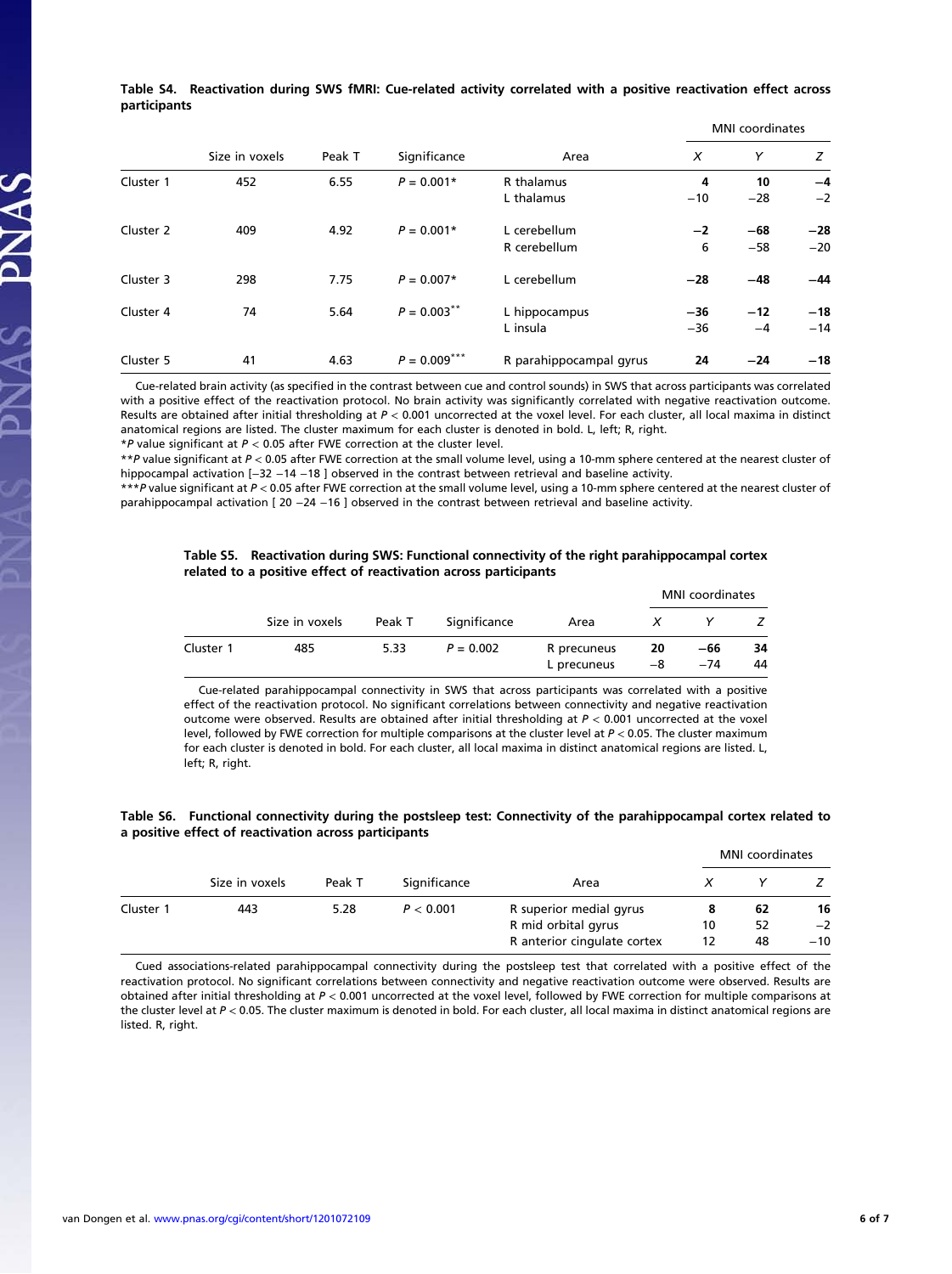**Table S4. Reactivation during SWS fMRI: Cue-related activity correlated with a positive reactivation effect across participants**

| | Size in voxels | Peak T | Significance | Area | MNI coordinates | | |
|---|---|---|---|---|---|---|---|
| | | | | | X | Y | Z |
| Cluster 1 | 452 | 6.55 | $P = 0.001$* | R thalamus | **4** | **10** | **−4** |
| | | | | L thalamus | −10 | −28 | −2 |
| Cluster 2 | 409 | 4.92 | $P = 0.001$* | L cerebellum | **−2** | **−68** | **−28** |
| | | | | R cerebellum | 6 | −58 | −20 |
| Cluster 3 | 298 | 7.75 | $P = 0.007$* | L cerebellum | **−28** | **−48** | **−44** |
| Cluster 4 | 74 | 5.64 | $P = 0.003$** | L hippocampus | **−36** | **−12** | **−18** |
| | | | | L insula | −36 | −4 | −14 |
| Cluster 5 | 41 | 4.63 | $P = 0.009$*** | R parahippocampal gyrus | **24** | **−24** | **−18** |

Cue-related brain activity (as specified in the contrast between cue and control sounds) in SWS that across participants was correlated with a positive effect of the reactivation protocol. No brain activity was significantly correlated with negative reactivation outcome. Results are obtained after initial thresholding at $P < 0.001$ uncorrected at the voxel level. For each cluster, all local maxima in distinct anatomical regions are listed. The cluster maximum for each cluster is denoted in bold. L, left; R, right.

*$P$ value significant at $P < 0.05$ after FWE correction at the cluster level.

**$P$ value significant at $P < 0.05$ after FWE correction at the small volume level, using a 10-mm sphere centered at the nearest cluster of hippocampal activation [−32 −14 −18 ] observed in the contrast between retrieval and baseline activity.

***$P$ value significant at $P < 0.05$ after FWE correction at the small volume level, using a 10-mm sphere centered at the nearest cluster of parahippocampal activation [ 20 −24 −16 ] observed in the contrast between retrieval and baseline activity.

**Table S5. Reactivation during SWS: Functional connectivity of the right parahippocampal cortex related to a positive effect of reactivation across participants**

| | Size in voxels | Peak T | Significance | Area | MNI coordinates | | |
|---|---|---|---|---|---|---|---|
| | | | | | X | Y | Z |
| Cluster 1 | 485 | 5.33 | $P = 0.002$ | R precuneus | **20** | **−66** | **34** |
| | | | | L precuneus | −8 | −74 | 44 |

Cue-related parahippocampal connectivity in SWS that across participants was correlated with a positive effect of the reactivation protocol. No significant correlations between connectivity and negative reactivation outcome were observed. Results are obtained after initial thresholding at $P < 0.001$ uncorrected at the voxel level, followed by FWE correction for multiple comparisons at the cluster level at $P < 0.05$. The cluster maximum for each cluster is denoted in bold. For each cluster, all local maxima in distinct anatomical regions are listed. L, left; R, right.

**Table S6. Functional connectivity during the postsleep test: Connectivity of the parahippocampal cortex related to a positive effect of reactivation across participants**

| | Size in voxels | Peak T | Significance | Area | MNI coordinates | | |
|---|---|---|---|---|---|---|---|
| | | | | | X | Y | Z |
| Cluster 1 | 443 | 5.28 | $P < 0.001$ | R superior medial gyrus | **8** | **62** | **16** |
| | | | | R mid orbital gyrus | 10 | 52 | −2 |
| | | | | R anterior cingulate cortex | 12 | 48 | −10 |

Cued associations-related parahippocampal connectivity during the postsleep test that correlated with a positive effect of the reactivation protocol. No significant correlations between connectivity and negative reactivation outcome were observed. Results are obtained after initial thresholding at $P < 0.001$ uncorrected at the voxel level, followed by FWE correction for multiple comparisons at the cluster level at $P < 0.05$. The cluster maximum is denoted in bold. For each cluster, all local maxima in distinct anatomical regions are listed. R, right.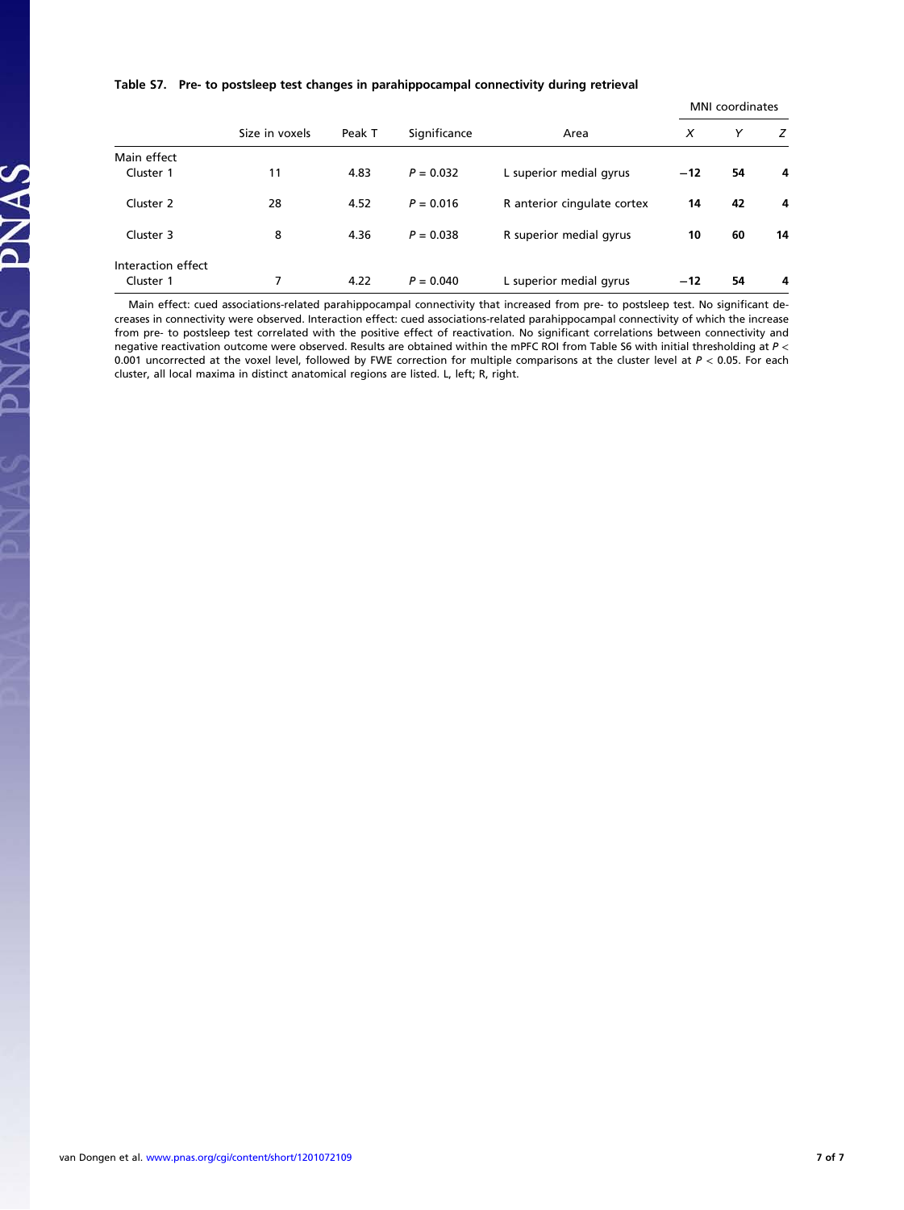**Table S7. Pre- to postsleep test changes in parahippocampal connectivity during retrieval**

| | Size in voxels | Peak T | Significance | Area | MNI coordinates | | |
|---|---|---|---|---|---|---|---|
| | | | | | *X* | *Y* | *Z* |
| Main effect | | | | | | | |
| Cluster 1 | 11 | 4.83 | $P = 0.032$ | L superior medial gyrus | **−12** | **54** | **4** |
| Cluster 2 | 28 | 4.52 | $P = 0.016$ | R anterior cingulate cortex | **14** | **42** | **4** |
| Cluster 3 | 8 | 4.36 | $P = 0.038$ | R superior medial gyrus | **10** | **60** | **14** |
| Interaction effect | | | | | | | |
| Cluster 1 | 7 | 4.22 | $P = 0.040$ | L superior medial gyrus | **−12** | **54** | **4** |

Main effect: cued associations-related parahippocampal connectivity that increased from pre- to postsleep test. No significant decreases in connectivity were observed. Interaction effect: cued associations-related parahippocampal connectivity of which the increase from pre- to postsleep test correlated with the positive effect of reactivation. No significant correlations between connectivity and negative reactivation outcome were observed. Results are obtained within the mPFC ROI from Table S6 with initial thresholding at $P < 0.001$ uncorrected at the voxel level, followed by FWE correction for multiple comparisons at the cluster level at $P < 0.05$. For each cluster, all local maxima in distinct anatomical regions are listed. L, left; R, right.